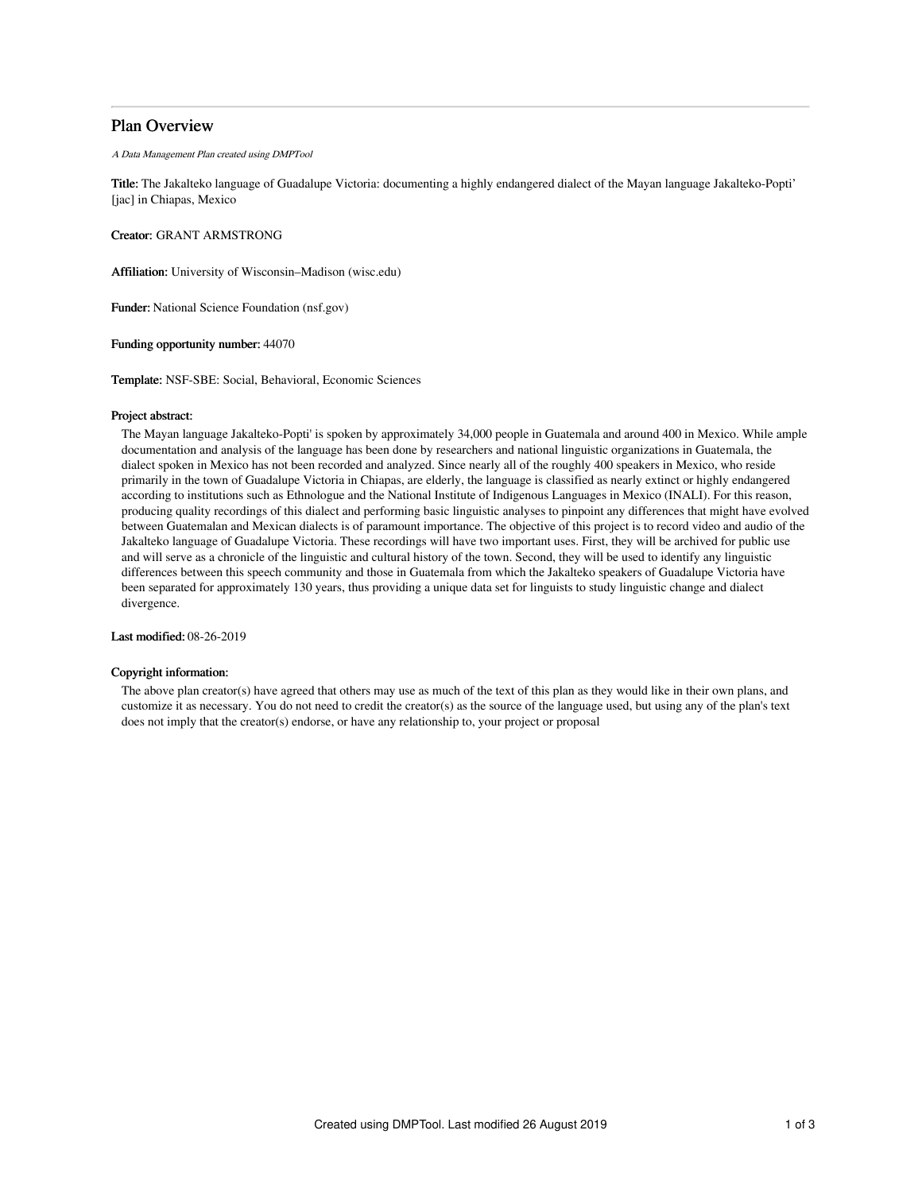# Plan Overview

*A Data Management Plan created using DMPTool*

**Title:** The Jakalteko language of Guadalupe Victoria: documenting a highly endangered dialect of the Mayan language Jakalteko-Popti' [jac] in Chiapas, Mexico

**Creator:** GRANT ARMSTRONG

**Affiliation:** University of Wisconsin–Madison (wisc.edu)

**Funder:** National Science Foundation (nsf.gov)

**Funding opportunity number:** 44070

**Template:** NSF-SBE: Social, Behavioral, Economic Sciences

**Project abstract:**

The Mayan language Jakalteko-Popti' is spoken by approximately 34,000 people in Guatemala and around 400 in Mexico. While ample documentation and analysis of the language has been done by researchers and national linguistic organizations in Guatemala, the dialect spoken in Mexico has not been recorded and analyzed. Since nearly all of the roughly 400 speakers in Mexico, who reside primarily in the town of Guadalupe Victoria in Chiapas, are elderly, the language is classified as nearly extinct or highly endangered according to institutions such as Ethnologue and the National Institute of Indigenous Languages in Mexico (INALI). For this reason, producing quality recordings of this dialect and performing basic linguistic analyses to pinpoint any differences that might have evolved between Guatemalan and Mexican dialects is of paramount importance. The objective of this project is to record video and audio of the Jakalteko language of Guadalupe Victoria. These recordings will have two important uses. First, they will be archived for public use and will serve as a chronicle of the linguistic and cultural history of the town. Second, they will be used to identify any linguistic differences between this speech community and those in Guatemala from which the Jakalteko speakers of Guadalupe Victoria have been separated for approximately 130 years, thus providing a unique data set for linguists to study linguistic change and dialect divergence.

**Last modified:** 08-26-2019

**Copyright information:**

The above plan creator(s) have agreed that others may use as much of the text of this plan as they would like in their own plans, and customize it as necessary. You do not need to credit the creator(s) as the source of the language used, but using any of the plan's text does not imply that the creator(s) endorse, or have any relationship to, your project or proposal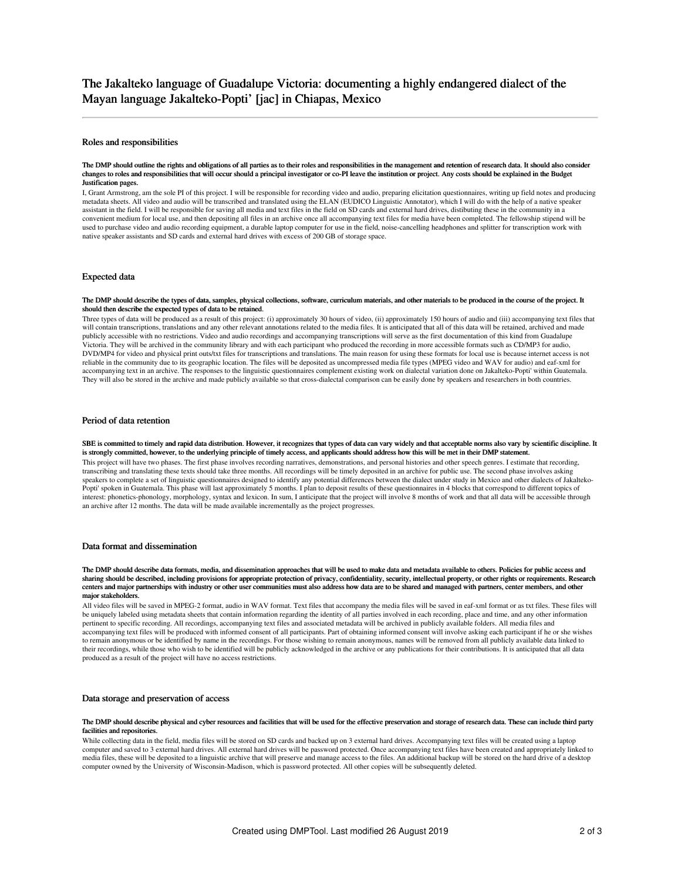# The Jakalteko language of Guadalupe Victoria: documenting a highly endangered dialect of the Mayan language Jakalteko-Popti' [jac] in Chiapas, Mexico

## Roles and responsibilities

**The DMP should outline the rights and obligations of all parties as to their roles and responsibilities in the management and retention of research data. It should also consider changes to roles and responsibilities that will occur should a principal investigator or co-PI leave the institution or project. Any costs should be explained in the Budget Justification pages.**

I, Grant Armstrong, am the sole PI of this project. I will be responsible for recording video and audio, preparing elicitation questionnaires, writing up field notes and producing metadata sheets. All video and audio will be transcribed and translated using the ELAN (EUDICO Linguistic Annotator), which I will do with the help of a native speaker assistant in the field. I will be responsible for saving all media and text files in the field on SD cards and external hard drives, distibuting these in the community in a convenient medium for local use, and then depositing all files in an archive once all accompanying text files for media have been completed. The fellowship stipend will be used to purchase video and audio recording equipment, a durable laptop computer for use in the field, noise-cancelling headphones and splitter for transcription work with native speaker assistants and SD cards and external hard drives with excess of 200 GB of storage space.

## Expected data

**The DMP should describe the types of data, samples, physical collections, software, curriculum materials, and other materials to be produced in the course of the project. It should then describe the expected types of data to be retained.**

Three types of data will be produced as a result of this project: (i) approximately 30 hours of video, (ii) approximately 150 hours of audio and (iii) accompanying text files that will contain transcriptions, translations and any other relevant annotations related to the media files. It is anticipated that all of this data will be retained, archived and made publicly accessible with no restrictions. Video and audio recordings and accompanying transcriptions will serve as the first documentation of this kind from Guadalupe Victoria. They will be archived in the community library and with each participant who produced the recording in more accessible formats such as CD/MP3 for audio, DVD/MP4 for video and physical print outs/txt files for transcriptions and translations. The main reason for using these formats for local use is because internet access is not reliable in the community due to its geographic location. The files will be deposited as uncompressed media file types (MPEG video and WAV for audio) and eaf-xml for accompanying text in an archive. The responses to the linguistic questionnaires complement existing work on dialectal variation done on Jakalteko-Popti' within Guatemala. They will also be stored in the archive and made publicly available so that cross-dialectal comparison can be easily done by speakers and researchers in both countries.

## Period of data retention

**SBE is committed to timely and rapid data distribution. However, it recognizes that types of data can vary widely and that acceptable norms also vary by scientific discipline. It is strongly committed, however, to the underlying principle of timely access, and applicants should address how this will be met in their DMP statement.**

This project will have two phases. The first phase involves recording narratives, demonstrations, and personal histories and other speech genres. I estimate that recording, transcribing and translating these texts should take three months. All recordings will be timely deposited in an archive for public use. The second phase involves asking speakers to complete a set of linguistic questionnaires designed to identify any potential differences between the dialect under study in Mexico and other dialects of Jakalteko-Popti' spoken in Guatemala. This phase will last approximately 5 months. I plan to deposit results of these questionnaires in 4 blocks that correspond to different topics of interest: phonetics-phonology, morphology, syntax and lexicon. In sum, I anticipate that the project will involve 8 months of work and that all data will be accessible through an archive after 12 months. The data will be made available incrementally as the project progresses.

## Data format and dissemination

**The DMP should describe data formats, media, and dissemination approaches that will be used to make data and metadata available to others. Policies for public access and sharing should be described, including provisions for appropriate protection of privacy, confidentiality, security, intellectual property, or other rights or requirements. Research centers and major partnerships with industry or other user communities must also address how data are to be shared and managed with partners, center members, and other major stakeholders.**

All video files will be saved in MPEG-2 format, audio in WAV format. Text files that accompany the media files will be saved in eaf-xml format or as txt files. These files will be uniquely labeled using metadata sheets that contain information regarding the identity of all parties involved in each recording, place and time, and any other information pertinent to specific recording. All recordings, accompanying text files and associated metadata will be archived in publicly available folders. All media files and accompanying text files will be produced with informed consent of all participants. Part of obtaining informed consent will involve asking each participant if he or she wishes to remain anonymous or be identified by name in the recordings. For those wishing to remain anonymous, names will be removed from all publicly available data linked to their recordings, while those who wish to be identified will be publicly acknowledged in the archive or any publications for their contributions. It is anticipated that all data produced as a result of the project will have no access restrictions.

## Data storage and preservation of access

**The DMP should describe physical and cyber resources and facilities that will be used for the effective preservation and storage of research data. These can include third party facilities and repositories.**

While collecting data in the field, media files will be stored on SD cards and backed up on 3 external hard drives. Accompanying text files will be created using a laptop computer and saved to 3 external hard drives. All external hard drives will be password protected. Once accompanying text files have been created and appropriately linked to media files, these will be deposited to a linguistic archive that will preserve and manage access to the files. An additional backup will be stored on the hard drive of a desktop computer owned by the University of Wisconsin-Madison, which is password protected. All other copies will be subsequently deleted.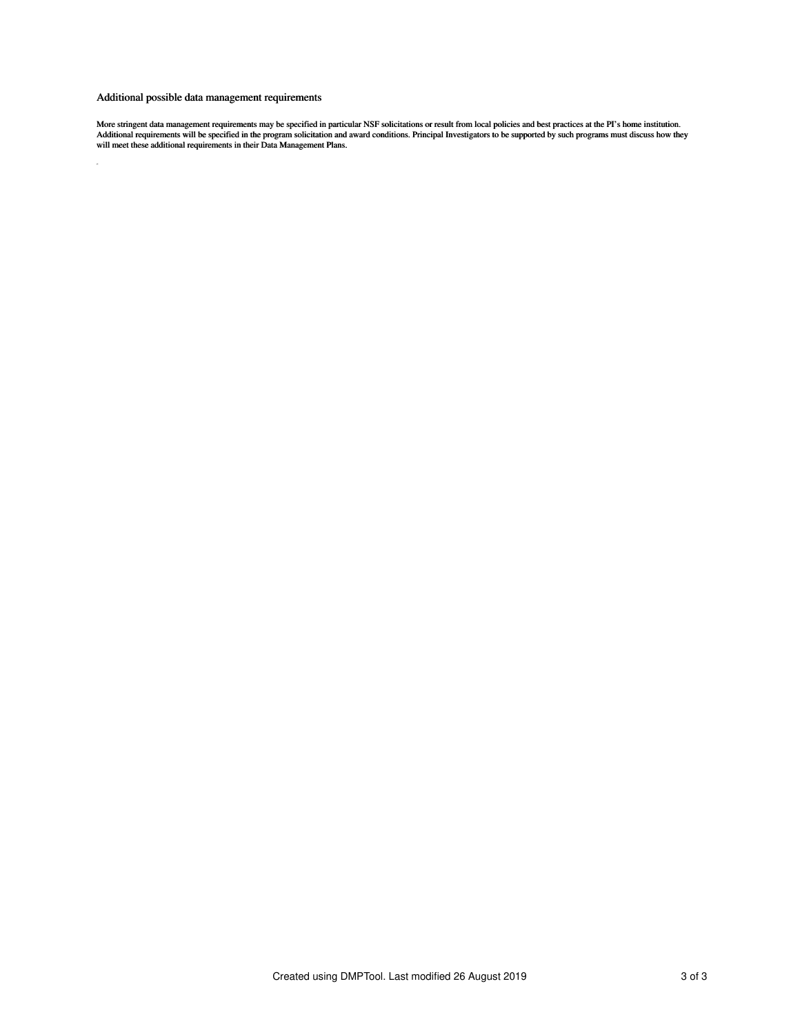### Additional possible data management requirements

**More stringent data management requirements may be specified in particular NSF solicitations or result from local policies and best practices at the PI's home institution. Additional requirements will be specified in the program solicitation and award conditions. Principal Investigators to be supported by such programs must discuss how they will meet these additional requirements in their Data Management Plans.**

Created using DMPTool. Last modified 26 August 2019